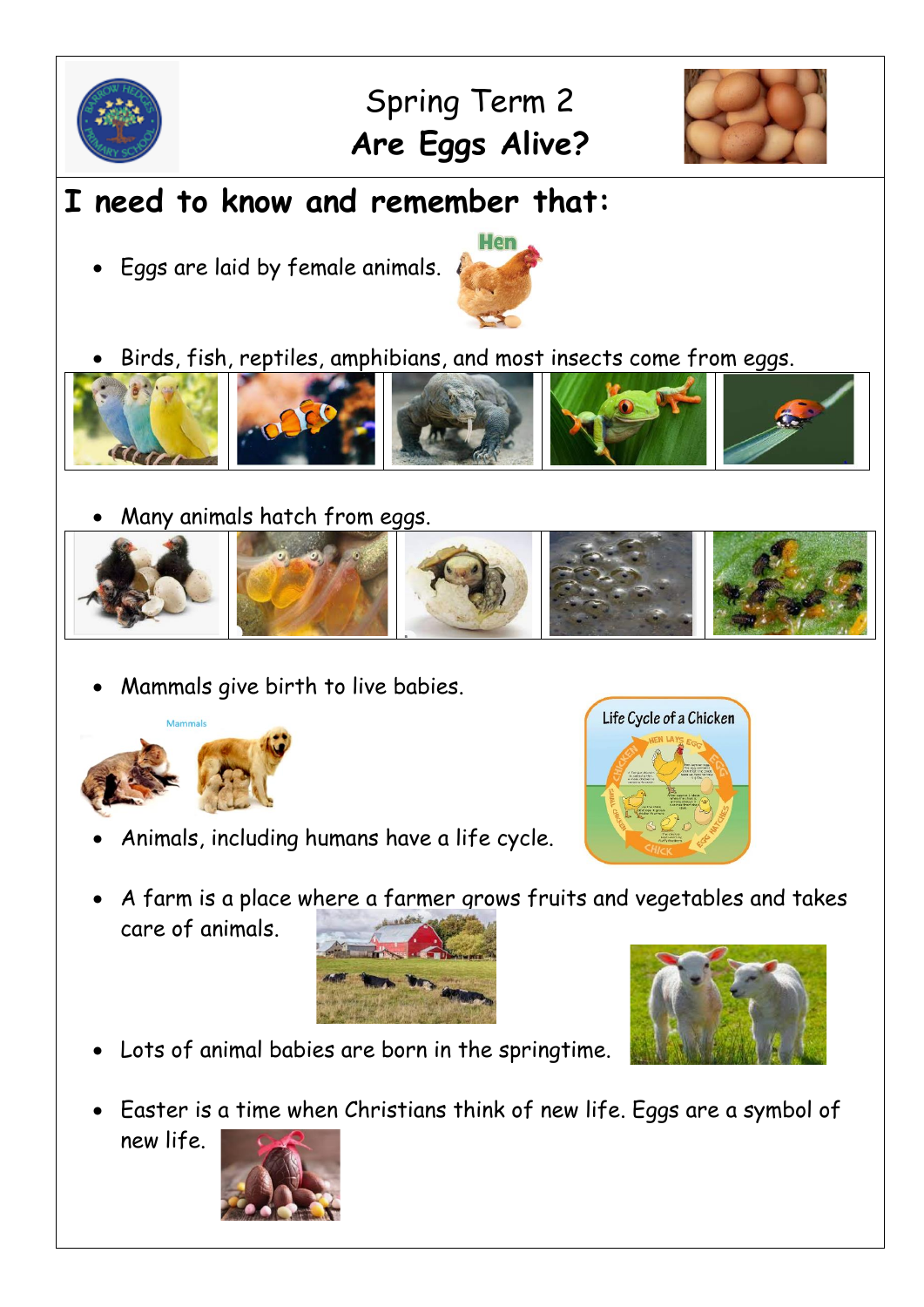# Spring Term 2
# **Are Eggs Alive?**

## **I need to know and remember that:**

- Eggs are laid by female animals.
- Birds, fish, reptiles, amphibians, and most insects come from eggs.
- Many animals hatch from eggs.
- Mammals give birth to live babies.
- Animals, including humans have a life cycle.
- A farm is a place where a farmer grows fruits and vegetables and takes care of animals.
- Lots of animal babies are born in the springtime.
- Easter is a time when Christians think of new life. Eggs are a symbol of new life.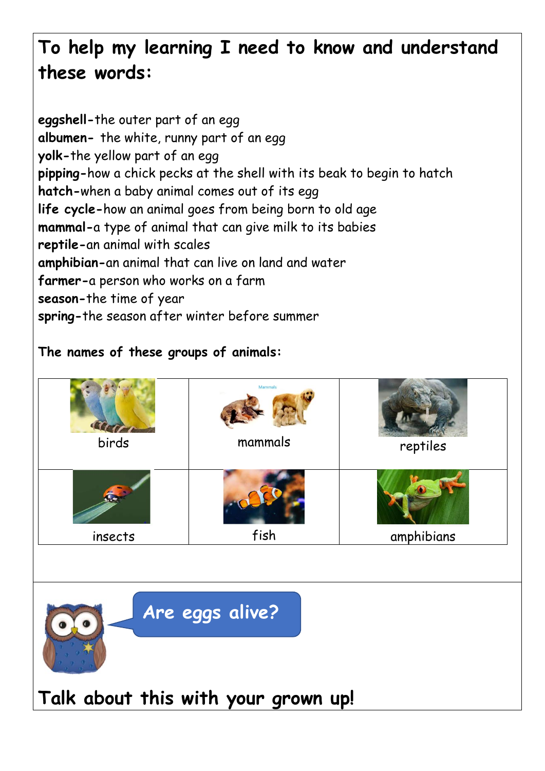# To help my learning I need to know and understand these words:

**eggshell**-the outer part of an egg
**albumen**- the white, runny part of an egg
**yolk**-the yellow part of an egg
**pipping**-how a chick pecks at the shell with its beak to begin to hatch
**hatch**-when a baby animal comes out of its egg
**life cycle**-how an animal goes from being born to old age
**mammal**-a type of animal that can give milk to its babies
**reptile**-an animal with scales
**amphibian**-an animal that can live on land and water
**farmer**-a person who works on a farm
**season**-the time of year
**spring**-the season after winter before summer

**The names of these groups of animals:**

| | | |
|---|---|---|
| birds | mammals | reptiles |
| insects | fish | amphibians |

Are eggs alive?

**Talk about this with your grown up!**